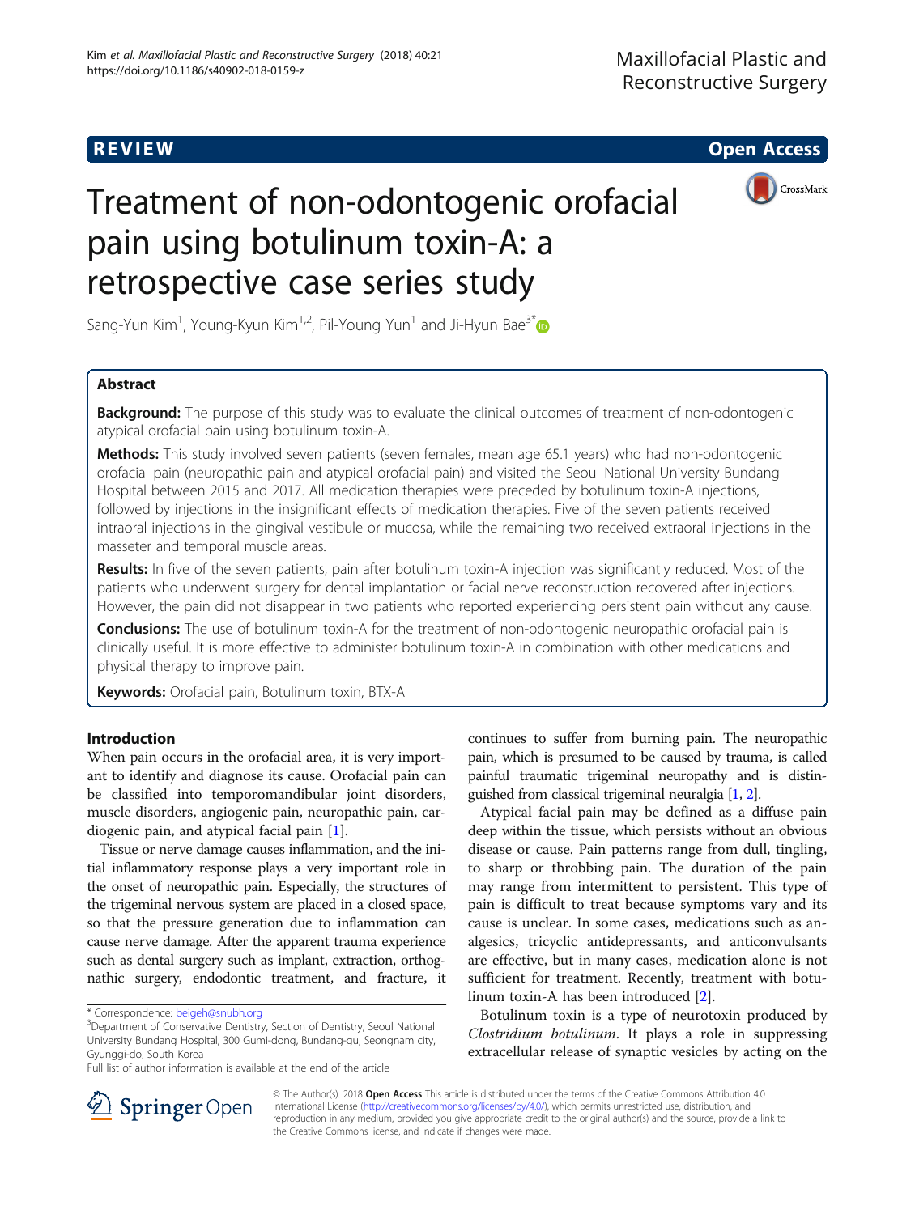REVIEW Open Access

# Treatment of non-odontogenic orofacial pain using botulinum toxin-A: a retrospective case series study

Sang-Yun Kim[1], Young-Kyun Kim[1,2], Pil-Young Yun[1] and Ji-Hyun Bae[3*]

## Abstract

**Background:** The purpose of this study was to evaluate the clinical outcomes of treatment of non-odontogenic atypical orofacial pain using botulinum toxin-A.

**Methods:** This study involved seven patients (seven females, mean age 65.1 years) who had non-odontogenic orofacial pain (neuropathic pain and atypical orofacial pain) and visited the Seoul National University Bundang Hospital between 2015 and 2017. All medication therapies were preceded by botulinum toxin-A injections, followed by injections in the insignificant effects of medication therapies. Five of the seven patients received intraoral injections in the gingival vestibule or mucosa, while the remaining two received extraoral injections in the masseter and temporal muscle areas.

**Results:** In five of the seven patients, pain after botulinum toxin-A injection was significantly reduced. Most of the patients who underwent surgery for dental implantation or facial nerve reconstruction recovered after injections. However, the pain did not disappear in two patients who reported experiencing persistent pain without any cause.

**Conclusions:** The use of botulinum toxin-A for the treatment of non-odontogenic neuropathic orofacial pain is clinically useful. It is more effective to administer botulinum toxin-A in combination with other medications and physical therapy to improve pain.

**Keywords:** Orofacial pain, Botulinum toxin, BTX-A

## Introduction

When pain occurs in the orofacial area, it is very important to identify and diagnose its cause. Orofacial pain can be classified into temporomandibular joint disorders, muscle disorders, angiogenic pain, neuropathic pain, cardiogenic pain, and atypical facial pain [1].

Tissue or nerve damage causes inflammation, and the initial inflammatory response plays a very important role in the onset of neuropathic pain. Especially, the structures of the trigeminal nervous system are placed in a closed space, so that the pressure generation due to inflammation can cause nerve damage. After the apparent trauma experience such as dental surgery such as implant, extraction, orthognathic surgery, endodontic treatment, and fracture, it continues to suffer from burning pain. The neuropathic pain, which is presumed to be caused by trauma, is called painful traumatic trigeminal neuropathy and is distinguished from classical trigeminal neuralgia [1, 2].

Atypical facial pain may be defined as a diffuse pain deep within the tissue, which persists without an obvious disease or cause. Pain patterns range from dull, tingling, to sharp or throbbing pain. The duration of the pain may range from intermittent to persistent. This type of pain is difficult to treat because symptoms vary and its cause is unclear. In some cases, medications such as analgesics, tricyclic antidepressants, and anticonvulsants are effective, but in many cases, medication alone is not sufficient for treatment. Recently, treatment with botulinum toxin-A has been introduced [2].

Botulinum toxin is a type of neurotoxin produced by *Clostridium botulinum*. It plays a role in suppressing extracellular release of synaptic vesicles by acting on the

\* Correspondence: beigeh@snubh.org
[3]Department of Conservative Dentistry, Section of Dentistry, Seoul National University Bundang Hospital, 300 Gumi-dong, Bundang-gu, Seongnam city, Gyunggi-do, South Korea
Full list of author information is available at the end of the article

© The Author(s). 2018 **Open Access** This article is distributed under the terms of the Creative Commons Attribution 4.0 International License (http://creativecommons.org/licenses/by/4.0/), which permits unrestricted use, distribution, and reproduction in any medium, provided you give appropriate credit to the original author(s) and the source, provide a link to the Creative Commons license, and indicate if changes were made.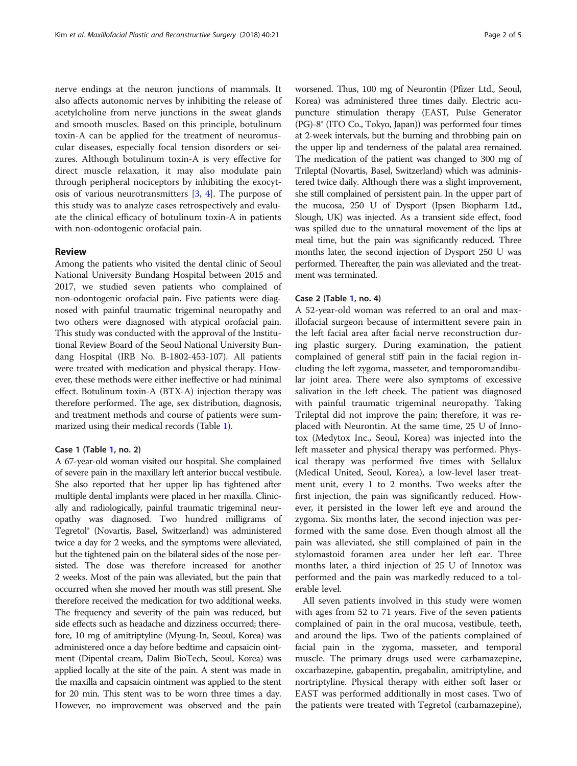nerve endings at the neuron junctions of mammals. It also affects autonomic nerves by inhibiting the release of acetylcholine from nerve junctions in the sweat glands and smooth muscles. Based on this principle, botulinum toxin-A can be applied for the treatment of neuromuscular diseases, especially focal tension disorders or seizures. Although botulinum toxin-A is very effective for direct muscle relaxation, it may also modulate pain through peripheral nociceptors by inhibiting the exocytosis of various neurotransmitters [3, 4]. The purpose of this study was to analyze cases retrospectively and evaluate the clinical efficacy of botulinum toxin-A in patients with non-odontogenic orofacial pain.

## Review

Among the patients who visited the dental clinic of Seoul National University Bundang Hospital between 2015 and 2017, we studied seven patients who complained of non-odontogenic orofacial pain. Five patients were diagnosed with painful traumatic trigeminal neuropathy and two others were diagnosed with atypical orofacial pain. This study was conducted with the approval of the Institutional Review Board of the Seoul National University Bundang Hospital (IRB No. B-1802-453-107). All patients were treated with medication and physical therapy. However, these methods were either ineffective or had minimal effect. Botulinum toxin-A (BTX-A) injection therapy was therefore performed. The age, sex distribution, diagnosis, and treatment methods and course of patients were summarized using their medical records (Table 1).

### Case 1 (Table 1, no. 2)

A 67-year-old woman visited our hospital. She complained of severe pain in the maxillary left anterior buccal vestibule. She also reported that her upper lip has tightened after multiple dental implants were placed in her maxilla. Clinically and radiologically, painful traumatic trigeminal neuropathy was diagnosed. Two hundred milligrams of Tegretol® (Novartis, Basel, Switzerland) was administered twice a day for 2 weeks, and the symptoms were alleviated, but the tightened pain on the bilateral sides of the nose persisted. The dose was therefore increased for another 2 weeks. Most of the pain was alleviated, but the pain that occurred when she moved her mouth was still present. She therefore received the medication for two additional weeks. The frequency and severity of the pain was reduced, but side effects such as headache and dizziness occurred; therefore, 10 mg of amitriptyline (Myung-In, Seoul, Korea) was administered once a day before bedtime and capsaicin ointment (Dipental cream, Dalim BioTech, Seoul, Korea) was applied locally at the site of the pain. A stent was made in the maxilla and capsaicin ointment was applied to the stent for 20 min. This stent was to be worn three times a day. However, no improvement was observed and the pain worsened. Thus, 100 mg of Neurontin (Pfizer Ltd., Seoul, Korea) was administered three times daily. Electric acupuncture stimulation therapy (EAST, Pulse Generator (PG)-8® (ITO Co., Tokyo, Japan)) was performed four times at 2-week intervals, but the burning and throbbing pain on the upper lip and tenderness of the palatal area remained. The medication of the patient was changed to 300 mg of Trileptal (Novartis, Basel, Switzerland) which was administered twice daily. Although there was a slight improvement, she still complained of persistent pain. In the upper part of the mucosa, 250 U of Dysport (Ipsen Biopharm Ltd., Slough, UK) was injected. As a transient side effect, food was spilled due to the unnatural movement of the lips at meal time, but the pain was significantly reduced. Three months later, the second injection of Dysport 250 U was performed. Thereafter, the pain was alleviated and the treatment was terminated.

### Case 2 (Table 1, no. 4)

A 52-year-old woman was referred to an oral and maxillofacial surgeon because of intermittent severe pain in the left facial area after facial nerve reconstruction during plastic surgery. During examination, the patient complained of general stiff pain in the facial region including the left zygoma, masseter, and temporomandibular joint area. There were also symptoms of excessive salivation in the left cheek. The patient was diagnosed with painful traumatic trigeminal neuropathy. Taking Trileptal did not improve the pain; therefore, it was replaced with Neurontin. At the same time, 25 U of Innotox (Medytox Inc., Seoul, Korea) was injected into the left masseter and physical therapy was performed. Physical therapy was performed five times with Sellalux (Medical United, Seoul, Korea), a low-level laser treatment unit, every 1 to 2 months. Two weeks after the first injection, the pain was significantly reduced. However, it persisted in the lower left eye and around the zygoma. Six months later, the second injection was performed with the same dose. Even though almost all the pain was alleviated, she still complained of pain in the stylomastoid foramen area under her left ear. Three months later, a third injection of 25 U of Innotox was performed and the pain was markedly reduced to a tolerable level.

All seven patients involved in this study were women with ages from 52 to 71 years. Five of the seven patients complained of pain in the oral mucosa, vestibule, teeth, and around the lips. Two of the patients complained of facial pain in the zygoma, masseter, and temporal muscle. The primary drugs used were carbamazepine, oxcarbazepine, gabapentin, pregabalin, amitriptyline, and nortriptyline. Physical therapy with either soft laser or EAST was performed additionally in most cases. Two of the patients were treated with Tegretol (carbamazepine),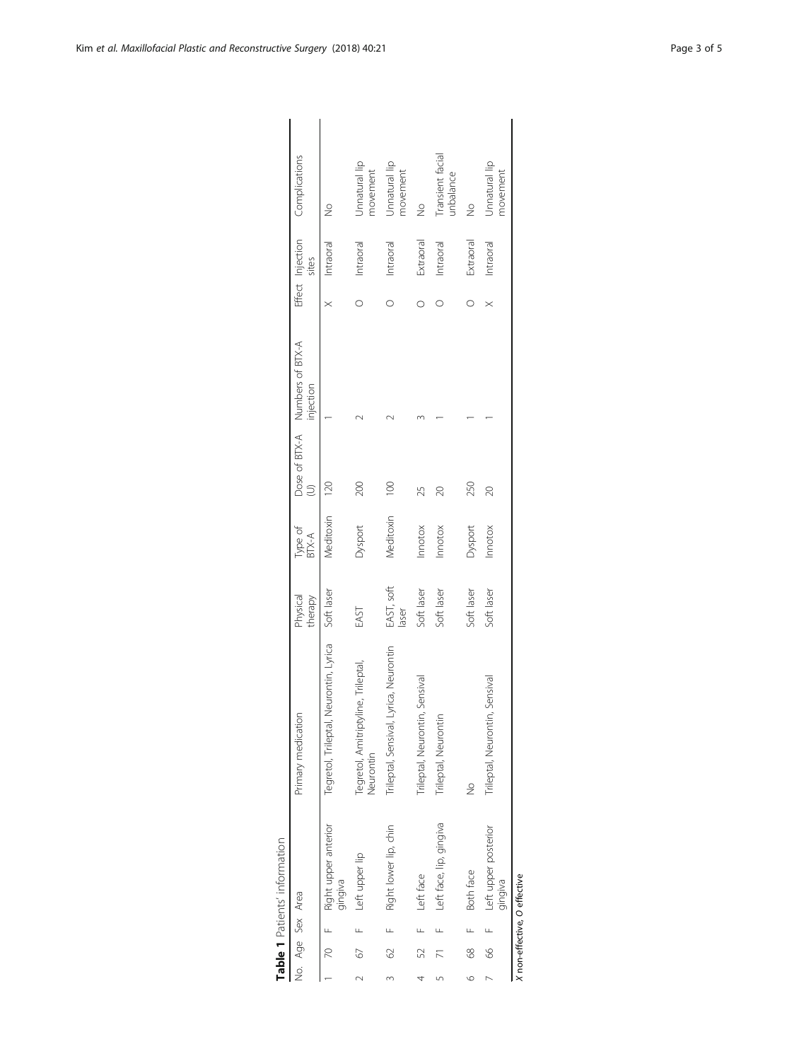**Table 1** Patients' information

| No. | Age | Sex | Area | Primary medication | Physical therapy | Type of BTX-A | Dose of BTX-A (U) | Numbers of BTX-A injection | Effect | Injection sites | Complications |
|---|---|---|---|---|---|---|---|---|---|---|---|
| 1 | 70 | F | Right upper anterior gingiva | Tegretol, Trileptal, Neurontin, Lyrica | Soft laser | Meditoxin | 120 | 1 | X | Intraoral | No |
| 2 | 67 | F | Left upper lip | Tegretol, Amitriptyline, Trileptal, Neurontin | EAST | Dysport | 200 | 2 | O | Intraoral | Unnatural lip movement |
| 3 | 62 | F | Right lower lip, chin | Trileptal, Sensival, Lyrica, Neurontin | EAST, soft laser | Meditoxin | 100 | 2 | O | Intraoral | Unnatural lip movement |
| 4 | 52 | F | Left face | Trileptal, Neurontin, Sensival | Soft laser | Innotox | 25 | 3 | O | Extraoral | No |
| 5 | 71 | F | Left face, lip, gingiva | Trileptal, Neurontin | Soft laser | Innotox | 20 | 1 | O | Intraoral | Transient facial unbalance |
| 6 | 68 | F | Both face | No | Soft laser | Dysport | 250 | 1 | O | Extraoral | No |
| 7 | 66 | F | Left upper posterior gingiva | Trileptal, Neurontin, Sensival | Soft laser | Innotox | 20 | 1 | X | Intraoral | Unnatural lip movement |

*X non-effective, O effective*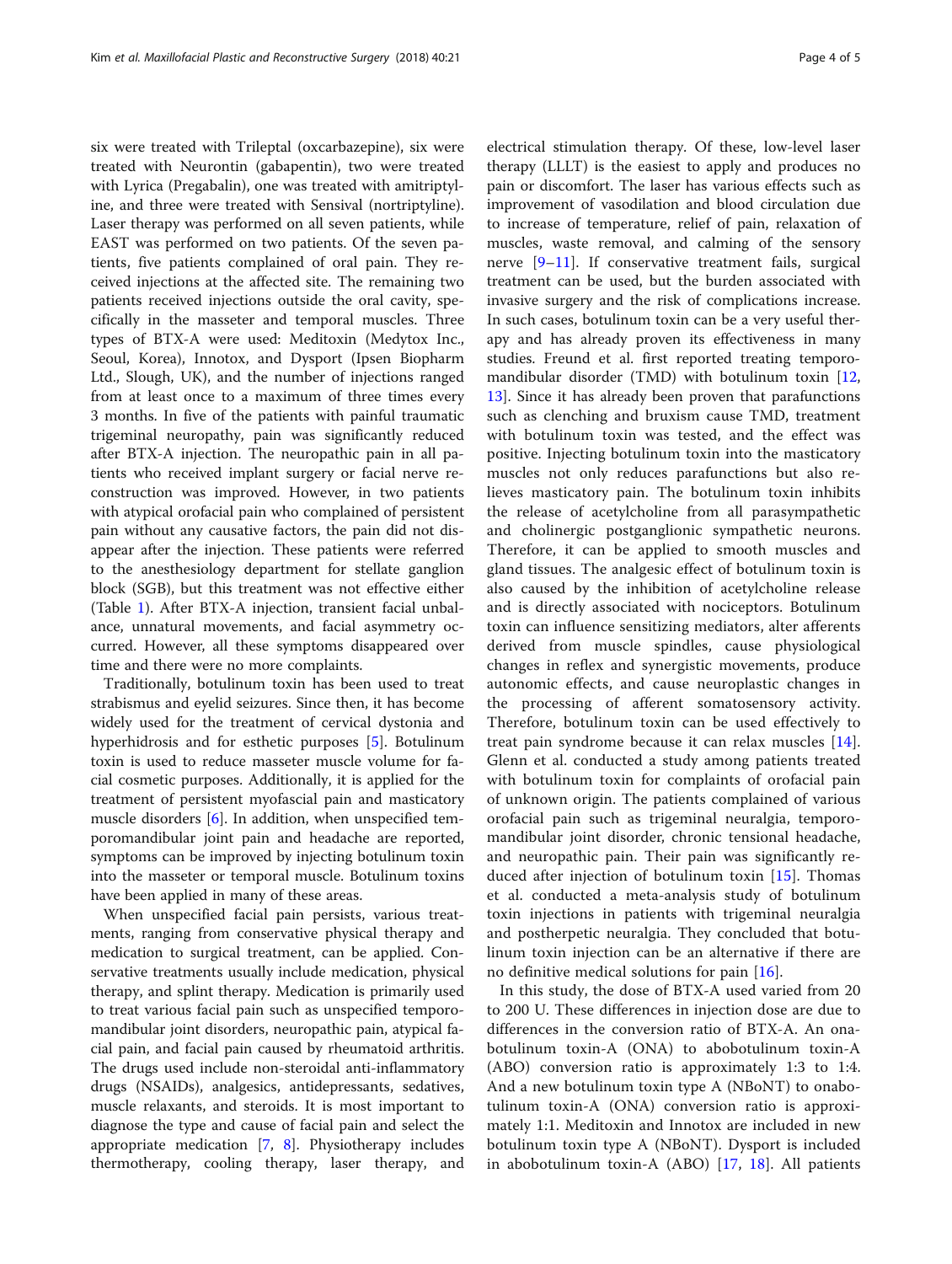six were treated with Trileptal (oxcarbazepine), six were treated with Neurontin (gabapentin), two were treated with Lyrica (Pregabalin), one was treated with amitriptyline, and three were treated with Sensival (nortriptyline). Laser therapy was performed on all seven patients, while EAST was performed on two patients. Of the seven patients, five patients complained of oral pain. They received injections at the affected site. The remaining two patients received injections outside the oral cavity, specifically in the masseter and temporal muscles. Three types of BTX-A were used: Meditoxin (Medytox Inc., Seoul, Korea), Innotox, and Dysport (Ipsen Biopharm Ltd., Slough, UK), and the number of injections ranged from at least once to a maximum of three times every 3 months. In five of the patients with painful traumatic trigeminal neuropathy, pain was significantly reduced after BTX-A injection. The neuropathic pain in all patients who received implant surgery or facial nerve reconstruction was improved. However, in two patients with atypical orofacial pain who complained of persistent pain without any causative factors, the pain did not disappear after the injection. These patients were referred to the anesthesiology department for stellate ganglion block (SGB), but this treatment was not effective either (Table 1). After BTX-A injection, transient facial unbalance, unnatural movements, and facial asymmetry occurred. However, all these symptoms disappeared over time and there were no more complaints.

Traditionally, botulinum toxin has been used to treat strabismus and eyelid seizures. Since then, it has become widely used for the treatment of cervical dystonia and hyperhidrosis and for esthetic purposes [5]. Botulinum toxin is used to reduce masseter muscle volume for facial cosmetic purposes. Additionally, it is applied for the treatment of persistent myofascial pain and masticatory muscle disorders [6]. In addition, when unspecified temporomandibular joint pain and headache are reported, symptoms can be improved by injecting botulinum toxin into the masseter or temporal muscle. Botulinum toxins have been applied in many of these areas.

When unspecified facial pain persists, various treatments, ranging from conservative physical therapy and medication to surgical treatment, can be applied. Conservative treatments usually include medication, physical therapy, and splint therapy. Medication is primarily used to treat various facial pain such as unspecified temporomandibular joint disorders, neuropathic pain, atypical facial pain, and facial pain caused by rheumatoid arthritis. The drugs used include non-steroidal anti-inflammatory drugs (NSAIDs), analgesics, antidepressants, sedatives, muscle relaxants, and steroids. It is most important to diagnose the type and cause of facial pain and select the appropriate medication [7, 8]. Physiotherapy includes thermotherapy, cooling therapy, laser therapy, and electrical stimulation therapy. Of these, low-level laser therapy (LLLT) is the easiest to apply and produces no pain or discomfort. The laser has various effects such as improvement of vasodilation and blood circulation due to increase of temperature, relief of pain, relaxation of muscles, waste removal, and calming of the sensory nerve [9–11]. If conservative treatment fails, surgical treatment can be used, but the burden associated with invasive surgery and the risk of complications increase. In such cases, botulinum toxin can be a very useful therapy and has already proven its effectiveness in many studies. Freund et al. first reported treating temporomandibular disorder (TMD) with botulinum toxin [12, 13]. Since it has already been proven that parafunctions such as clenching and bruxism cause TMD, treatment with botulinum toxin was tested, and the effect was positive. Injecting botulinum toxin into the masticatory muscles not only reduces parafunctions but also relieves masticatory pain. The botulinum toxin inhibits the release of acetylcholine from all parasympathetic and cholinergic postganglionic sympathetic neurons. Therefore, it can be applied to smooth muscles and gland tissues. The analgesic effect of botulinum toxin is also caused by the inhibition of acetylcholine release and is directly associated with nociceptors. Botulinum toxin can influence sensitizing mediators, alter afferents derived from muscle spindles, cause physiological changes in reflex and synergistic movements, produce autonomic effects, and cause neuroplastic changes in the processing of afferent somatosensory activity. Therefore, botulinum toxin can be used effectively to treat pain syndrome because it can relax muscles [14]. Glenn et al. conducted a study among patients treated with botulinum toxin for complaints of orofacial pain of unknown origin. The patients complained of various orofacial pain such as trigeminal neuralgia, temporomandibular joint disorder, chronic tensional headache, and neuropathic pain. Their pain was significantly reduced after injection of botulinum toxin [15]. Thomas et al. conducted a meta-analysis study of botulinum toxin injections in patients with trigeminal neuralgia and postherpetic neuralgia. They concluded that botulinum toxin injection can be an alternative if there are no definitive medical solutions for pain [16].

In this study, the dose of BTX-A used varied from 20 to 200 U. These differences in injection dose are due to differences in the conversion ratio of BTX-A. An onabotulinum toxin-A (ONA) to abobotulinum toxin-A (ABO) conversion ratio is approximately 1:3 to 1:4. And a new botulinum toxin type A (NBoNT) to onabotulinum toxin-A (ONA) conversion ratio is approximately 1:1. Meditoxin and Innotox are included in new botulinum toxin type A (NBoNT). Dysport is included in abobotulinum toxin-A (ABO) [17, 18]. All patients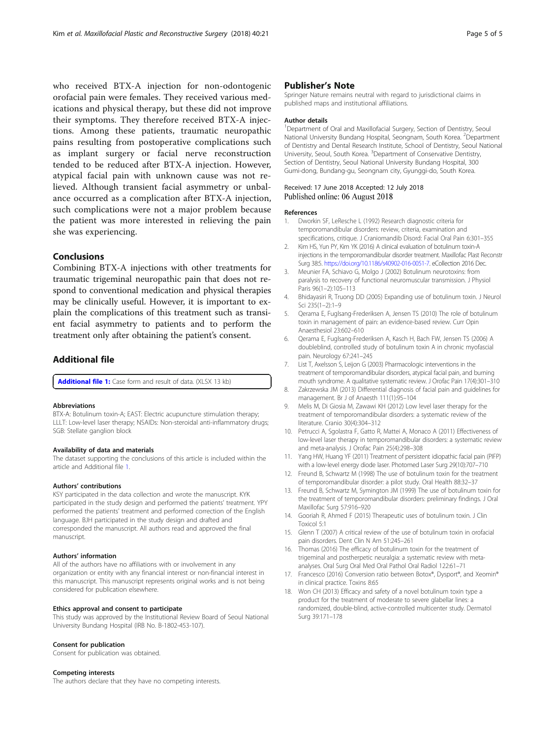who received BTX-A injection for non-odontogenic orofacial pain were females. They received various medications and physical therapy, but these did not improve their symptoms. They therefore received BTX-A injections. Among these patients, traumatic neuropathic pains resulting from postoperative complications such as implant surgery or facial nerve reconstruction tended to be reduced after BTX-A injection. However, atypical facial pain with unknown cause was not relieved. Although transient facial asymmetry or unbalance occurred as a complication after BTX-A injection, such complications were not a major problem because the patient was more interested in relieving the pain she was experiencing.

## Conclusions

Combining BTX-A injections with other treatments for traumatic trigeminal neuropathic pain that does not respond to conventional medication and physical therapies may be clinically useful. However, it is important to explain the complications of this treatment such as transient facial asymmetry to patients and to perform the treatment only after obtaining the patient's consent.

## Additional file

**Additional file 1:** Case form and result of data. (XLSX 13 kb)

#### Abbreviations

BTX-A: Botulinum toxin-A; EAST: Electric acupuncture stimulation therapy; LLLT: Low-level laser therapy; NSAIDs: Non-steroidal anti-inflammatory drugs; SGB: Stellate ganglion block

#### Availability of data and materials

The dataset supporting the conclusions of this article is included within the article and Additional file 1.

#### Authors' contributions

KSY participated in the data collection and wrote the manuscript. KYK participated in the study design and performed the patients' treatment. YPY performed the patients' treatment and performed correction of the English language. BJH participated in the study design and drafted and corresponded the manuscript. All authors read and approved the final manuscript.

#### Authors' information

All of the authors have no affiliations with or involvement in any organization or entity with any financial interest or non-financial interest in this manuscript. This manuscript represents original works and is not being considered for publication elsewhere.

#### Ethics approval and consent to participate

This study was approved by the Institutional Review Board of Seoul National University Bundang Hospital (IRB No. B-1802-453-107).

#### Consent for publication

Consent for publication was obtained.

#### Competing interests

The authors declare that they have no competing interests.

## Publisher's Note

Springer Nature remains neutral with regard to jurisdictional claims in published maps and institutional affiliations.

#### Author details

[1]Department of Oral and Maxillofacial Surgery, Section of Dentistry, Seoul National University Bundang Hospital, Seongnam, South Korea. [2]Department of Dentistry and Dental Research Institute, School of Dentistry, Seoul National University, Seoul, South Korea. [3]Department of Conservative Dentistry, Section of Dentistry, Seoul National University Bundang Hospital, 300 Gumi-dong, Bundang-gu, Seongnam city, Gyunggi-do, South Korea.

Received: 17 June 2018 Accepted: 12 July 2018
Published online: 06 August 2018

#### References

1. Dworkin SF, LeResche L (1992) Research diagnostic criteria for temporomandibular disorders: review, criteria, examination and specifications, critique. J Craniomandib Disord: Facial Oral Pain 6:301–355
2. Kim HS, Yun PY, Kim YK (2016) A clinical evaluation of botulinum toxin-A injections in the temporomandibular disorder treatment. Maxillofac Plast Reconstr Surg 38:5. https://doi.org/10.1186/s40902-016-0051-7. eCollection 2016 Dec.
3. Meunier FA, Schiavo G, Molgo J (2002) Botulinum neurotoxins: from paralysis to recovery of functional neuromuscular transmission. J Physiol Paris 96(1–2):105–113
4. Bhidayasiri R, Truong DD (2005) Expanding use of botulinum toxin. J Neurol Sci 235(1–2):1–9
5. Qerama E, Fuglsang-Frederiksen A, Jensen TS (2010) The role of botulinum toxin in management of pain: an evidence-based review. Curr Opin Anaesthesiol 23:602–610
6. Qerama E, Fuglsang-Frederiksen A, Kasch H, Bach FW, Jensen TS (2006) A doubleblind, controlled study of botulinum toxin A in chronic myofascial pain. Neurology 67:241–245
7. List T, Axelsson S, Leijon G (2003) Pharmacologic interventions in the treatment of temporomandibular disorders, atypical facial pain, and burning mouth syndrome. A qualitative systematic review. J Orofac Pain 17(4):301–310
8. Zakrzewska JM (2013) Differential diagnosis of facial pain and guidelines for management. Br J of Anaesth 111(1):95–104
9. Melis M, Di Giosia M, Zawawi KH (2012) Low level laser therapy for the treatment of temporomandibular disorders: a systematic review of the literature. Cranio 30(4):304–312
10. Petrucci A, Sgolastra F, Gatto R, Mattei A, Monaco A (2011) Effectiveness of low-level laser therapy in temporomandibular disorders: a systematic review and meta-analysis. J Orofac Pain 25(4):298–308
11. Yang HW, Huang YF (2011) Treatment of persistent idiopathic facial pain (PIFP) with a low-level energy diode laser. Photomed Laser Surg 29(10):707–710
12. Freund B, Schwartz M (1998) The use of botulinum toxin for the treatment of temporomandibular disorder: a pilot study. Oral Health 88:32–37
13. Freund B, Schwartz M, Symington JM (1999) The use of botulinum toxin for the treatment of temporomandibular disorders: preliminary findings. J Oral Maxillofac Surg 57:916–920
14. Gooriah R, Ahmed F (2015) Therapeutic uses of botulinum toxin. J Clin Toxicol 5:1
15. Glenn T (2007) A critical review of the use of botulinum toxin in orofacial pain disorders. Dent Clin N Am 51:245–261
16. Thomas (2016) The efficacy of botulinum toxin for the treatment of trigeminal and postherpetic neuralgia: a systematic review with meta-analyses. Oral Surg Oral Med Oral Pathol Oral Radiol 122:61–71
17. Francesco (2016) Conversion ratio between Botox®, Dysport®, and Xeomin® in clinical practice. Toxins 8:65
18. Won CH (2013) Efficacy and safety of a novel botulinum toxin type a product for the treatment of moderate to severe glabellar lines: a randomized, double-blind, active-controlled multicenter study. Dermatol Surg 39:171–178